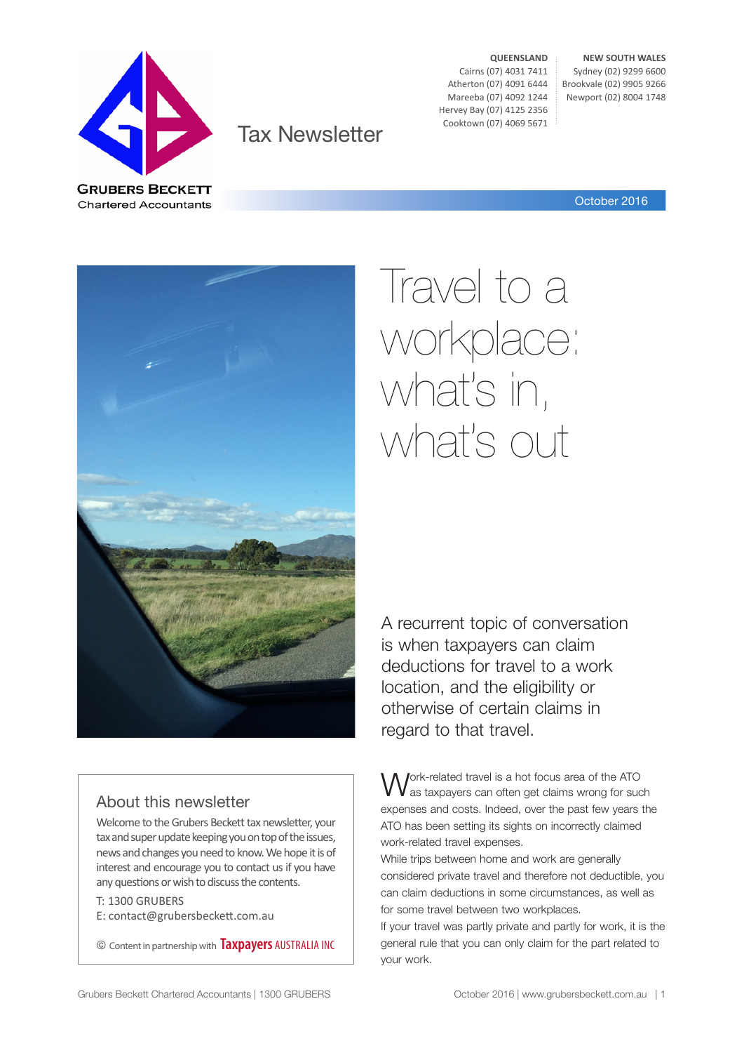GRUBERS BECKETT
Chartered Accountants

Tax Newsletter

**QUEENSLAND**
Cairns (07) 4031 7411
Atherton (07) 4091 6444
Mareeba (07) 4092 1244
Hervey Bay (07) 4125 2356
Cooktown (07) 4069 5671

**NEW SOUTH WALES**
Sydney (02) 9299 6600
Brookvale (02) 9905 9266
Newport (02) 8004 1748

October 2016

# Travel to a workplace: what's in, what's out

A recurrent topic of conversation is when taxpayers can claim deductions for travel to a work location, and the eligibility or otherwise of certain claims in regard to that travel.

Work-related travel is a hot focus area of the ATO as taxpayers can often get claims wrong for such expenses and costs. Indeed, over the past few years the ATO has been setting its sights on incorrectly claimed work-related travel expenses.

While trips between home and work are generally considered private travel and therefore not deductible, you can claim deductions in some circumstances, as well as for some travel between two workplaces.

If your travel was partly private and partly for work, it is the general rule that you can only claim for the part related to your work.

## About this newsletter

Welcome to the Grubers Beckett tax newsletter, your tax and super update keeping you on top of the issues, news and changes you need to know. We hope it is of interest and encourage you to contact us if you have any questions or wish to discuss the contents.

T: 1300 GRUBERS
E: contact@grubersbeckett.com.au

© Content in partnership with Taxpayers AUSTRALIA INC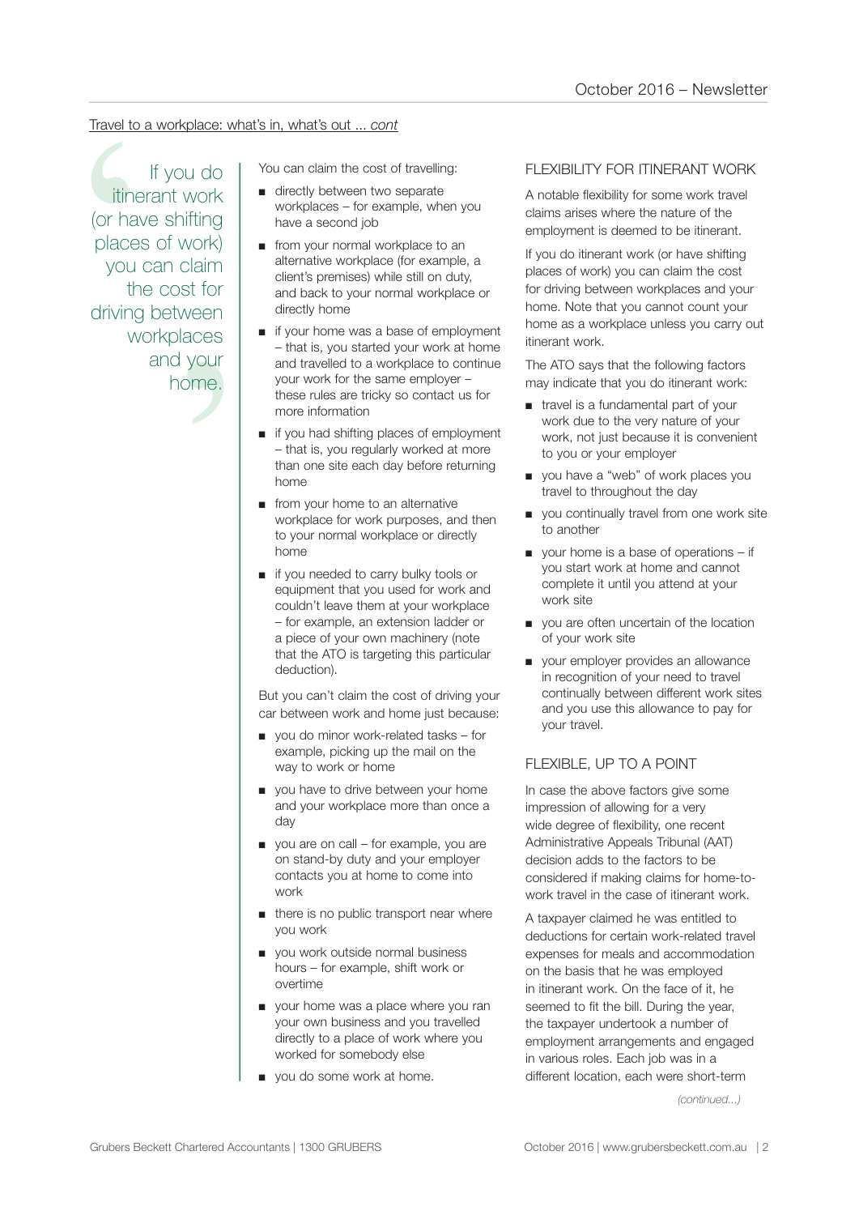Travel to a workplace: what's in, what's out ... *cont*

> If you do itinerant work (or have shifting places of work) you can claim the cost for driving between workplaces and your home.

You can claim the cost of travelling:

- directly between two separate workplaces – for example, when you have a second job
- from your normal workplace to an alternative workplace (for example, a client's premises) while still on duty, and back to your normal workplace or directly home
- if your home was a base of employment – that is, you started your work at home and travelled to a workplace to continue your work for the same employer – these rules are tricky so contact us for more information
- if you had shifting places of employment – that is, you regularly worked at more than one site each day before returning home
- from your home to an alternative workplace for work purposes, and then to your normal workplace or directly home
- if you needed to carry bulky tools or equipment that you used for work and couldn't leave them at your workplace – for example, an extension ladder or a piece of your own machinery (note that the ATO is targeting this particular deduction).

But you can't claim the cost of driving your car between work and home just because:

- you do minor work-related tasks – for example, picking up the mail on the way to work or home
- you have to drive between your home and your workplace more than once a day
- you are on call – for example, you are on stand-by duty and your employer contacts you at home to come into work
- there is no public transport near where you work
- you work outside normal business hours – for example, shift work or overtime
- your home was a place where you ran your own business and you travelled directly to a place of work where you worked for somebody else
- you do some work at home.

## FLEXIBILITY FOR ITINERANT WORK

A notable flexibility for some work travel claims arises where the nature of the employment is deemed to be itinerant.

If you do itinerant work (or have shifting places of work) you can claim the cost for driving between workplaces and your home. Note that you cannot count your home as a workplace unless you carry out itinerant work.

The ATO says that the following factors may indicate that you do itinerant work:

- travel is a fundamental part of your work due to the very nature of your work, not just because it is convenient to you or your employer
- you have a "web" of work places you travel to throughout the day
- you continually travel from one work site to another
- your home is a base of operations – if you start work at home and cannot complete it until you attend at your work site
- you are often uncertain of the location of your work site
- your employer provides an allowance in recognition of your need to travel continually between different work sites and you use this allowance to pay for your travel.

## FLEXIBLE, UP TO A POINT

In case the above factors give some impression of allowing for a very wide degree of flexibility, one recent Administrative Appeals Tribunal (AAT) decision adds to the factors to be considered if making claims for home-to-work travel in the case of itinerant work.

A taxpayer claimed he was entitled to deductions for certain work-related travel expenses for meals and accommodation on the basis that he was employed in itinerant work. On the face of it, he seemed to fit the bill. During the year, the taxpayer undertook a number of employment arrangements and engaged in various roles. Each job was in a different location, each were short-term

*(continued...)*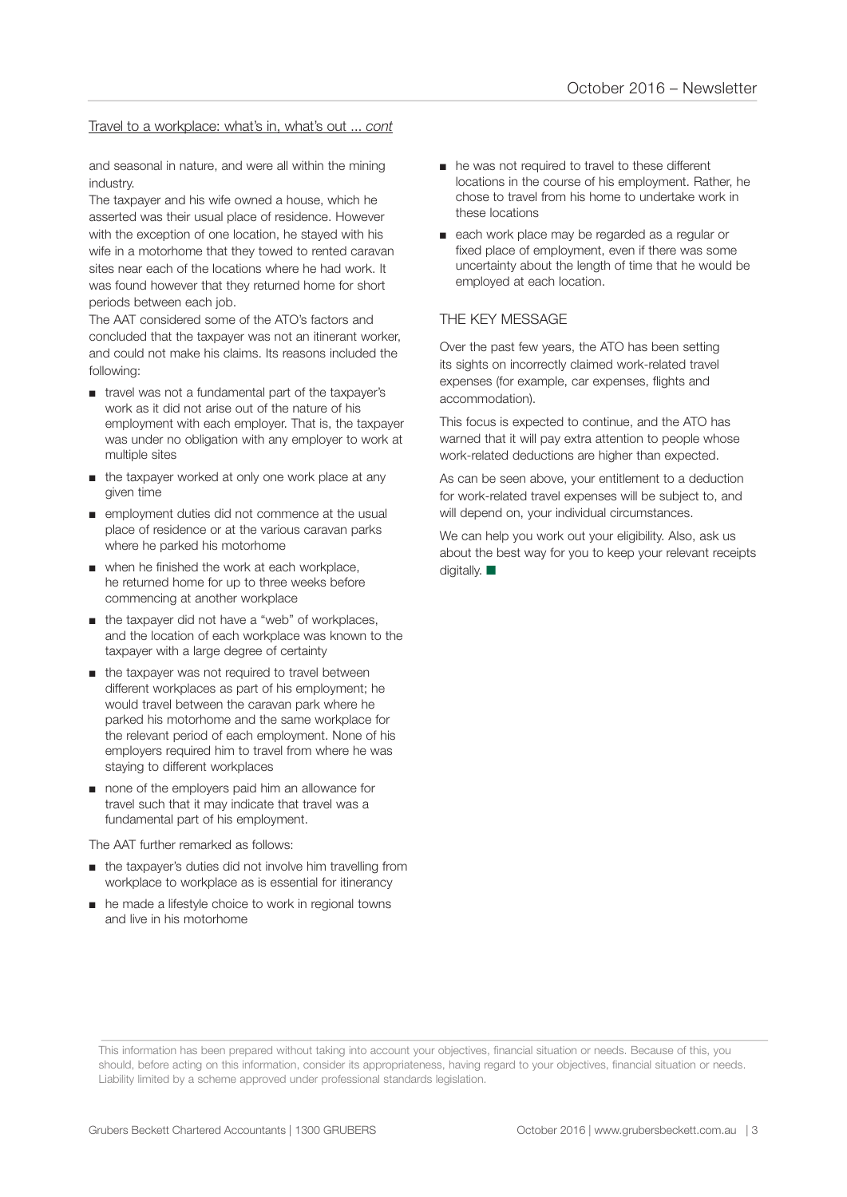Travel to a workplace: what's in, what's out ... *cont*

and seasonal in nature, and were all within the mining industry.

The taxpayer and his wife owned a house, which he asserted was their usual place of residence. However with the exception of one location, he stayed with his wife in a motorhome that they towed to rented caravan sites near each of the locations where he had work. It was found however that they returned home for short periods between each job.

The AAT considered some of the ATO's factors and concluded that the taxpayer was not an itinerant worker, and could not make his claims. Its reasons included the following:

- travel was not a fundamental part of the taxpayer's work as it did not arise out of the nature of his employment with each employer. That is, the taxpayer was under no obligation with any employer to work at multiple sites
- the taxpayer worked at only one work place at any given time
- employment duties did not commence at the usual place of residence or at the various caravan parks where he parked his motorhome
- when he finished the work at each workplace, he returned home for up to three weeks before commencing at another workplace
- the taxpayer did not have a "web" of workplaces, and the location of each workplace was known to the taxpayer with a large degree of certainty
- the taxpayer was not required to travel between different workplaces as part of his employment; he would travel between the caravan park where he parked his motorhome and the same workplace for the relevant period of each employment. None of his employers required him to travel from where he was staying to different workplaces
- none of the employers paid him an allowance for travel such that it may indicate that travel was a fundamental part of his employment.

The AAT further remarked as follows:

- the taxpayer's duties did not involve him travelling from workplace to workplace as is essential for itinerancy
- he made a lifestyle choice to work in regional towns and live in his motorhome
- he was not required to travel to these different locations in the course of his employment. Rather, he chose to travel from his home to undertake work in these locations
- each work place may be regarded as a regular or fixed place of employment, even if there was some uncertainty about the length of time that he would be employed at each location.

## THE KEY MESSAGE

Over the past few years, the ATO has been setting its sights on incorrectly claimed work-related travel expenses (for example, car expenses, flights and accommodation).

This focus is expected to continue, and the ATO has warned that it will pay extra attention to people whose work-related deductions are higher than expected.

As can be seen above, your entitlement to a deduction for work-related travel expenses will be subject to, and will depend on, your individual circumstances.

We can help you work out your eligibility. Also, ask us about the best way for you to keep your relevant receipts digitally. ■

This information has been prepared without taking into account your objectives, financial situation or needs. Because of this, you should, before acting on this information, consider its appropriateness, having regard to your objectives, financial situation or needs. Liability limited by a scheme approved under professional standards legislation.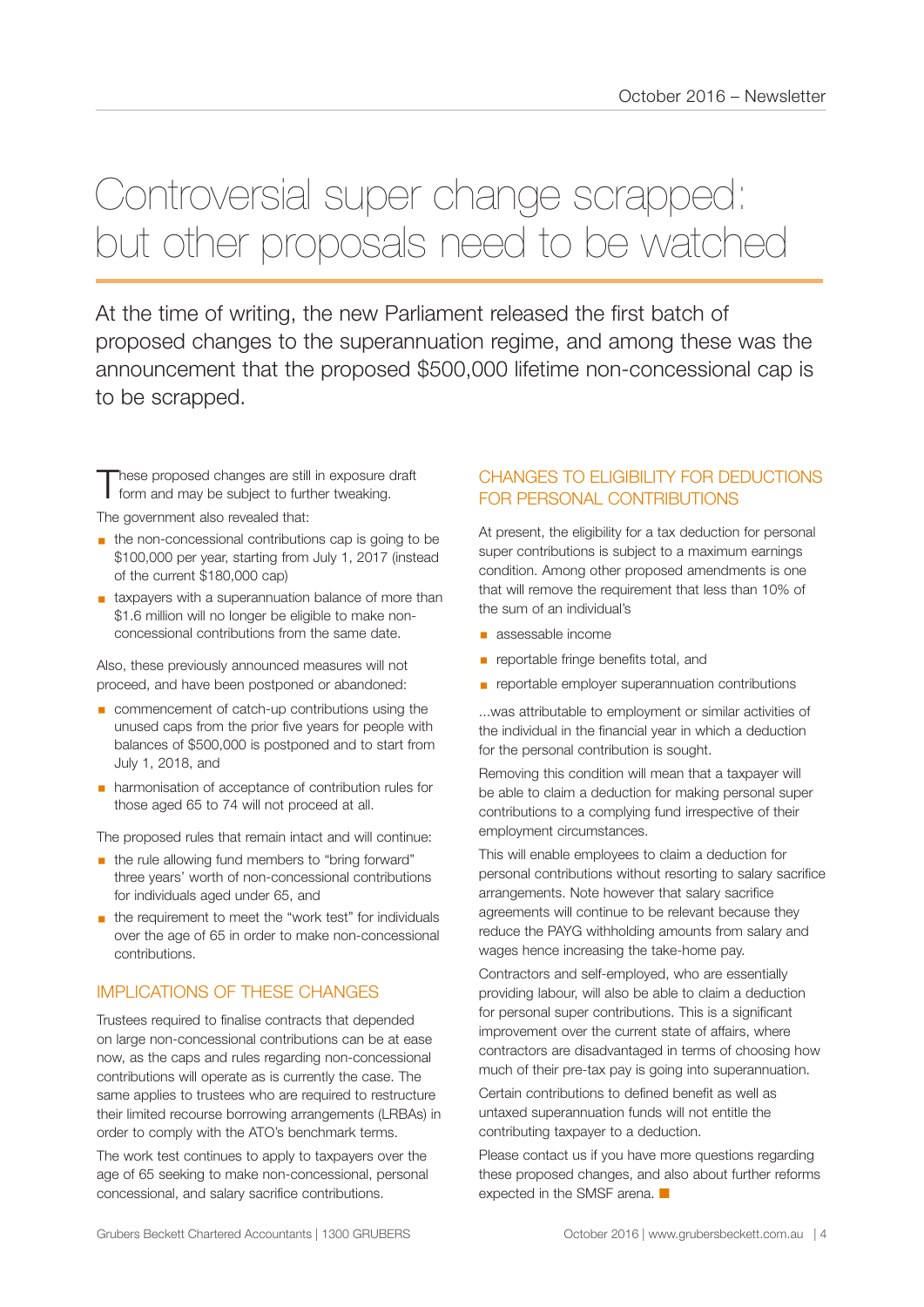# Controversial super change scrapped: but other proposals need to be watched

At the time of writing, the new Parliament released the first batch of proposed changes to the superannuation regime, and among these was the announcement that the proposed $500,000 lifetime non-concessional cap is to be scrapped.

These proposed changes are still in exposure draft form and may be subject to further tweaking.

The government also revealed that:

- the non-concessional contributions cap is going to be $100,000 per year, starting from July 1, 2017 (instead of the current $180,000 cap)
- taxpayers with a superannuation balance of more than $1.6 million will no longer be eligible to make non-concessional contributions from the same date.

Also, these previously announced measures will not proceed, and have been postponed or abandoned:

- commencement of catch-up contributions using the unused caps from the prior five years for people with balances of $500,000 is postponed and to start from July 1, 2018, and
- harmonisation of acceptance of contribution rules for those aged 65 to 74 will not proceed at all.

The proposed rules that remain intact and will continue:

- the rule allowing fund members to "bring forward" three years' worth of non-concessional contributions for individuals aged under 65, and
- the requirement to meet the "work test" for individuals over the age of 65 in order to make non-concessional contributions.

## IMPLICATIONS OF THESE CHANGES

Trustees required to finalise contracts that depended on large non-concessional contributions can be at ease now, as the caps and rules regarding non-concessional contributions will operate as is currently the case. The same applies to trustees who are required to restructure their limited recourse borrowing arrangements (LRBAs) in order to comply with the ATO's benchmark terms.

The work test continues to apply to taxpayers over the age of 65 seeking to make non-concessional, personal concessional, and salary sacrifice contributions.

## CHANGES TO ELIGIBILITY FOR DEDUCTIONS FOR PERSONAL CONTRIBUTIONS

At present, the eligibility for a tax deduction for personal super contributions is subject to a maximum earnings condition. Among other proposed amendments is one that will remove the requirement that less than 10% of the sum of an individual's

- assessable income
- reportable fringe benefits total, and
- reportable employer superannuation contributions

...was attributable to employment or similar activities of the individual in the financial year in which a deduction for the personal contribution is sought.

Removing this condition will mean that a taxpayer will be able to claim a deduction for making personal super contributions to a complying fund irrespective of their employment circumstances.

This will enable employees to claim a deduction for personal contributions without resorting to salary sacrifice arrangements. Note however that salary sacrifice agreements will continue to be relevant because they reduce the PAYG withholding amounts from salary and wages hence increasing the take-home pay.

Contractors and self-employed, who are essentially providing labour, will also be able to claim a deduction for personal super contributions. This is a significant improvement over the current state of affairs, where contractors are disadvantaged in terms of choosing how much of their pre-tax pay is going into superannuation.

Certain contributions to defined benefit as well as untaxed superannuation funds will not entitle the contributing taxpayer to a deduction.

Please contact us if you have more questions regarding these proposed changes, and also about further reforms expected in the SMSF arena.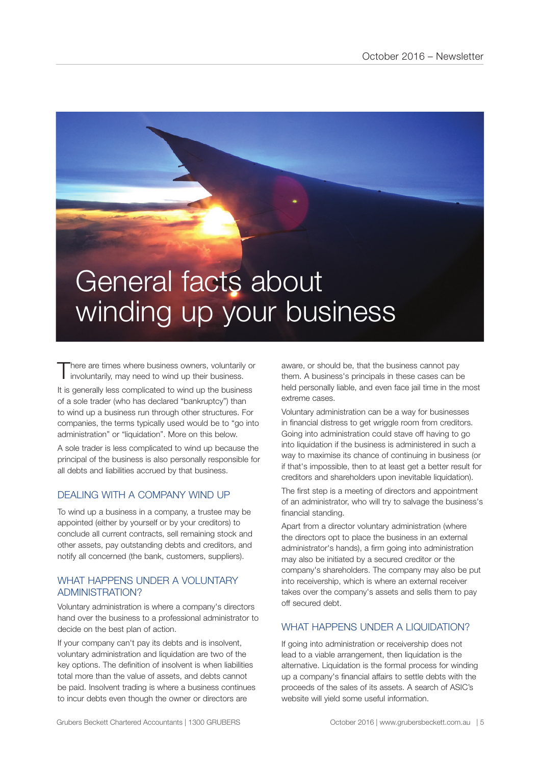# General facts about winding up your business

There are times where business owners, voluntarily or involuntarily, may need to wind up their business.

It is generally less complicated to wind up the business of a sole trader (who has declared "bankruptcy") than to wind up a business run through other structures. For companies, the terms typically used would be to "go into administration" or "liquidation". More on this below.

A sole trader is less complicated to wind up because the principal of the business is also personally responsible for all debts and liabilities accrued by that business.

## DEALING WITH A COMPANY WIND UP

To wind up a business in a company, a trustee may be appointed (either by yourself or by your creditors) to conclude all current contracts, sell remaining stock and other assets, pay outstanding debts and creditors, and notify all concerned (the bank, customers, suppliers).

## WHAT HAPPENS UNDER A VOLUNTARY ADMINISTRATION?

Voluntary administration is where a company's directors hand over the business to a professional administrator to decide on the best plan of action.

If your company can't pay its debts and is insolvent, voluntary administration and liquidation are two of the key options. The definition of insolvent is when liabilities total more than the value of assets, and debts cannot be paid. Insolvent trading is where a business continues to incur debts even though the owner or directors are aware, or should be, that the business cannot pay them. A business's principals in these cases can be held personally liable, and even face jail time in the most extreme cases.

Voluntary administration can be a way for businesses in financial distress to get wriggle room from creditors. Going into administration could stave off having to go into liquidation if the business is administered in such a way to maximise its chance of continuing in business (or if that's impossible, then to at least get a better result for creditors and shareholders upon inevitable liquidation).

The first step is a meeting of directors and appointment of an administrator, who will try to salvage the business's financial standing.

Apart from a director voluntary administration (where the directors opt to place the business in an external administrator's hands), a firm going into administration may also be initiated by a secured creditor or the company's shareholders. The company may also be put into receivership, which is where an external receiver takes over the company's assets and sells them to pay off secured debt.

## WHAT HAPPENS UNDER A LIQUIDATION?

If going into administration or receivership does not lead to a viable arrangement, then liquidation is the alternative. Liquidation is the formal process for winding up a company's financial affairs to settle debts with the proceeds of the sales of its assets. A search of ASIC's website will yield some useful information.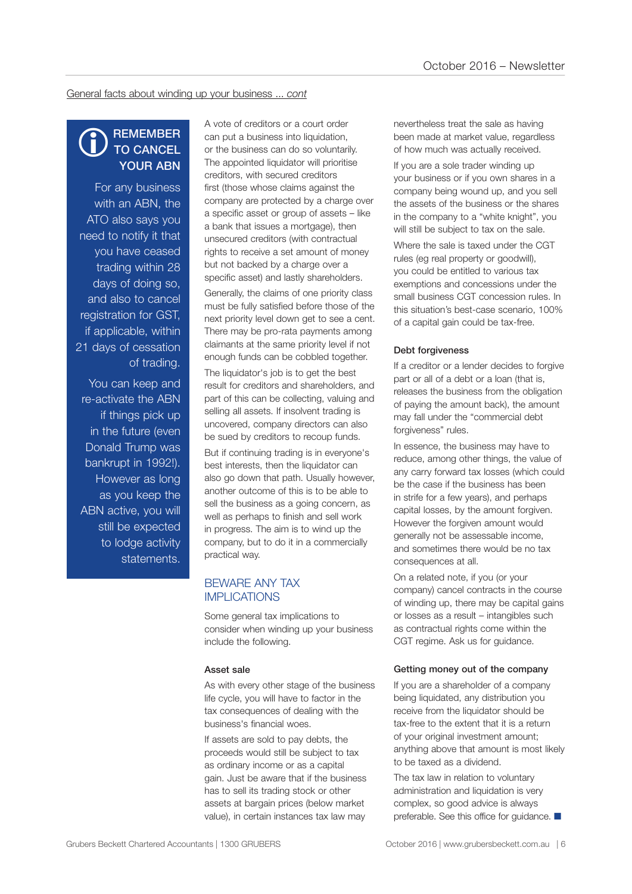General facts about winding up your business ... *cont*

**REMEMBER TO CANCEL YOUR ABN**

For any business with an ABN, the ATO also says you need to notify it that you have ceased trading within 28 days of doing so, and also to cancel registration for GST, if applicable, within 21 days of cessation of trading.

You can keep and re-activate the ABN if things pick up in the future (even Donald Trump was bankrupt in 1992!). However as long as you keep the ABN active, you will still be expected to lodge activity statements.

A vote of creditors or a court order can put a business into liquidation, or the business can do so voluntarily. The appointed liquidator will prioritise creditors, with secured creditors first (those whose claims against the company are protected by a charge over a specific asset or group of assets – like a bank that issues a mortgage), then unsecured creditors (with contractual rights to receive a set amount of money but not backed by a charge over a specific asset) and lastly shareholders.

Generally, the claims of one priority class must be fully satisfied before those of the next priority level down get to see a cent. There may be pro-rata payments among claimants at the same priority level if not enough funds can be cobbled together.

The liquidator's job is to get the best result for creditors and shareholders, and part of this can be collecting, valuing and selling all assets. If insolvent trading is uncovered, company directors can also be sued by creditors to recoup funds.

But if continuing trading is in everyone's best interests, then the liquidator can also go down that path. Usually however, another outcome of this is to be able to sell the business as a going concern, as well as perhaps to finish and sell work in progress. The aim is to wind up the company, but to do it in a commercially practical way.

## BEWARE ANY TAX IMPLICATIONS

Some general tax implications to consider when winding up your business include the following.

### Asset sale

As with every other stage of the business life cycle, you will have to factor in the tax consequences of dealing with the business's financial woes.

If assets are sold to pay debts, the proceeds would still be subject to tax as ordinary income or as a capital gain. Just be aware that if the business has to sell its trading stock or other assets at bargain prices (below market value), in certain instances tax law may nevertheless treat the sale as having been made at market value, regardless of how much was actually received.

If you are a sole trader winding up your business or if you own shares in a company being wound up, and you sell the assets of the business or the shares in the company to a "white knight", you will still be subject to tax on the sale.

Where the sale is taxed under the CGT rules (eg real property or goodwill), you could be entitled to various tax exemptions and concessions under the small business CGT concession rules. In this situation's best-case scenario, 100% of a capital gain could be tax-free.

### Debt forgiveness

If a creditor or a lender decides to forgive part or all of a debt or a loan (that is, releases the business from the obligation of paying the amount back), the amount may fall under the "commercial debt forgiveness" rules.

In essence, the business may have to reduce, among other things, the value of any carry forward tax losses (which could be the case if the business has been in strife for a few years), and perhaps capital losses, by the amount forgiven. However the forgiven amount would generally not be assessable income, and sometimes there would be no tax consequences at all.

On a related note, if you (or your company) cancel contracts in the course of winding up, there may be capital gains or losses as a result – intangibles such as contractual rights come within the CGT regime. Ask us for guidance.

### Getting money out of the company

If you are a shareholder of a company being liquidated, any distribution you receive from the liquidator should be tax-free to the extent that it is a return of your original investment amount; anything above that amount is most likely to be taxed as a dividend.

The tax law in relation to voluntary administration and liquidation is very complex, so good advice is always preferable. See this office for guidance. ■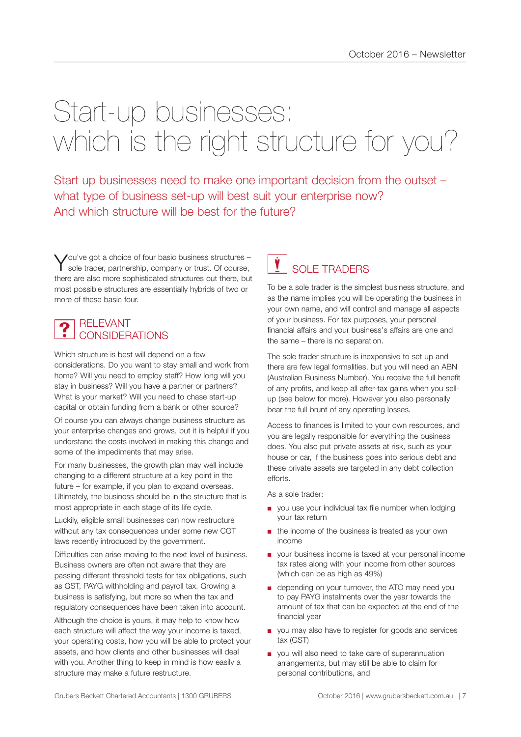# Start-up businesses: which is the right structure for you?

Start up businesses need to make one important decision from the outset – what type of business set-up will best suit your enterprise now? And which structure will be best for the future?

You've got a choice of four basic business structures – sole trader, partnership, company or trust. Of course, there are also more sophisticated structures out there, but most possible structures are essentially hybrids of two or more of these basic four.

## RELEVANT CONSIDERATIONS

Which structure is best will depend on a few considerations. Do you want to stay small and work from home? Will you need to employ staff? How long will you stay in business? Will you have a partner or partners? What is your market? Will you need to chase start-up capital or obtain funding from a bank or other source?

Of course you can always change business structure as your enterprise changes and grows, but it is helpful if you understand the costs involved in making this change and some of the impediments that may arise.

For many businesses, the growth plan may well include changing to a different structure at a key point in the future – for example, if you plan to expand overseas. Ultimately, the business should be in the structure that is most appropriate in each stage of its life cycle.

Luckily, eligible small businesses can now restructure without any tax consequences under some new CGT laws recently introduced by the government.

Difficulties can arise moving to the next level of business. Business owners are often not aware that they are passing different threshold tests for tax obligations, such as GST, PAYG withholding and payroll tax. Growing a business is satisfying, but more so when the tax and regulatory consequences have been taken into account.

Although the choice is yours, it may help to know how each structure will affect the way your income is taxed, your operating costs, how you will be able to protect your assets, and how clients and other businesses will deal with you. Another thing to keep in mind is how easily a structure may make a future restructure.

## SOLE TRADERS

To be a sole trader is the simplest business structure, and as the name implies you will be operating the business in your own name, and will control and manage all aspects of your business. For tax purposes, your personal financial affairs and your business's affairs are one and the same – there is no separation.

The sole trader structure is inexpensive to set up and there are few legal formalities, but you will need an ABN (Australian Business Number). You receive the full benefit of any profits, and keep all after-tax gains when you sell-up (see below for more). However you also personally bear the full brunt of any operating losses.

Access to finances is limited to your own resources, and you are legally responsible for everything the business does. You also put private assets at risk, such as your house or car, if the business goes into serious debt and these private assets are targeted in any debt collection efforts.

As a sole trader:

- you use your individual tax file number when lodging your tax return
- the income of the business is treated as your own income
- your business income is taxed at your personal income tax rates along with your income from other sources (which can be as high as 49%)
- depending on your turnover, the ATO may need you to pay PAYG instalments over the year towards the amount of tax that can be expected at the end of the financial year
- you may also have to register for goods and services tax (GST)
- you will also need to take care of superannuation arrangements, but may still be able to claim for personal contributions, and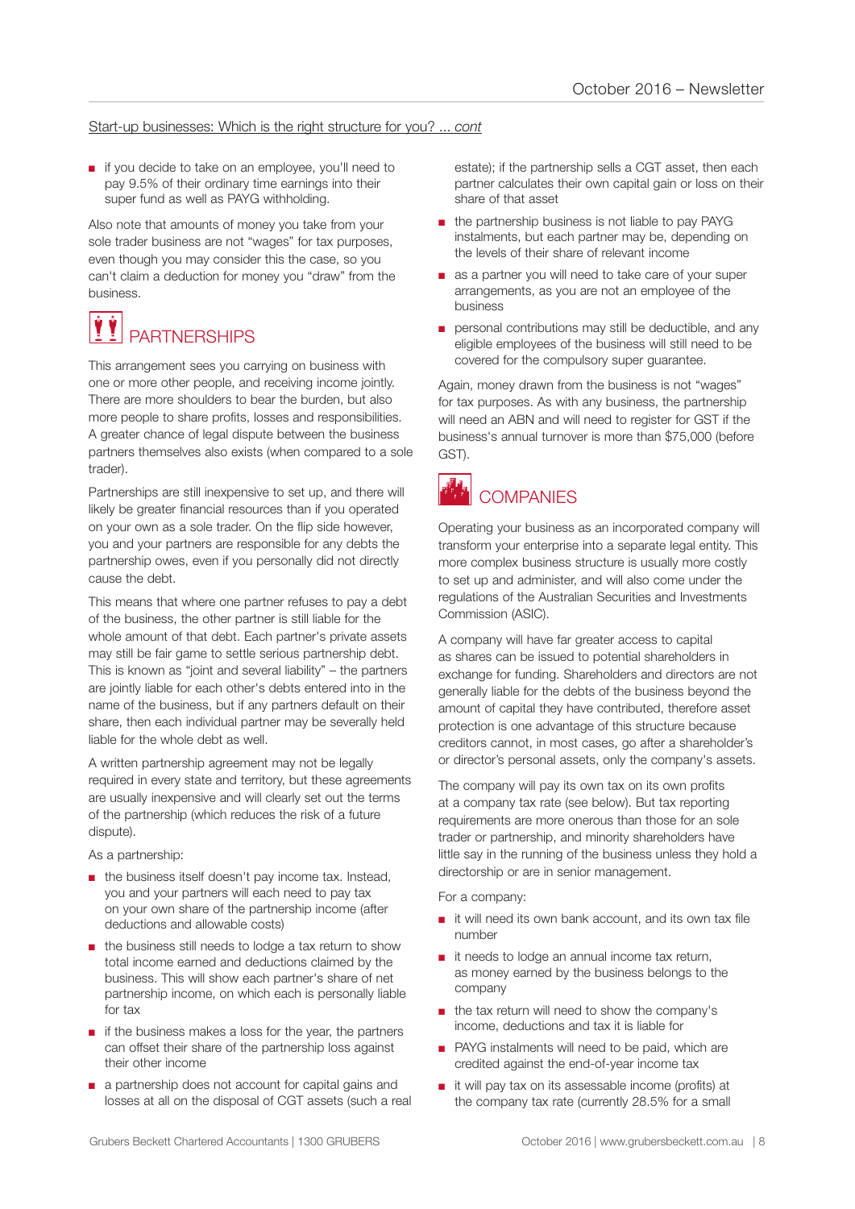Start-up businesses: Which is the right structure for you? ... *cont*

- if you decide to take on an employee, you'll need to pay 9.5% of their ordinary time earnings into their super fund as well as PAYG withholding.

Also note that amounts of money you take from your sole trader business are not "wages" for tax purposes, even though you may consider this the case, so you can't claim a deduction for money you "draw" from the business.

## PARTNERSHIPS

This arrangement sees you carrying on business with one or more other people, and receiving income jointly. There are more shoulders to bear the burden, but also more people to share profits, losses and responsibilities. A greater chance of legal dispute between the business partners themselves also exists (when compared to a sole trader).

Partnerships are still inexpensive to set up, and there will likely be greater financial resources than if you operated on your own as a sole trader. On the flip side however, you and your partners are responsible for any debts the partnership owes, even if you personally did not directly cause the debt.

This means that where one partner refuses to pay a debt of the business, the other partner is still liable for the whole amount of that debt. Each partner's private assets may still be fair game to settle serious partnership debt. This is known as "joint and several liability" – the partners are jointly liable for each other's debts entered into in the name of the business, but if any partners default on their share, then each individual partner may be severally held liable for the whole debt as well.

A written partnership agreement may not be legally required in every state and territory, but these agreements are usually inexpensive and will clearly set out the terms of the partnership (which reduces the risk of a future dispute).

As a partnership:

- the business itself doesn't pay income tax. Instead, you and your partners will each need to pay tax on your own share of the partnership income (after deductions and allowable costs)
- the business still needs to lodge a tax return to show total income earned and deductions claimed by the business. This will show each partner's share of net partnership income, on which each is personally liable for tax
- if the business makes a loss for the year, the partners can offset their share of the partnership loss against their other income
- a partnership does not account for capital gains and losses at all on the disposal of CGT assets (such a real estate); if the partnership sells a CGT asset, then each partner calculates their own capital gain or loss on their share of that asset
- the partnership business is not liable to pay PAYG instalments, but each partner may be, depending on the levels of their share of relevant income
- as a partner you will need to take care of your super arrangements, as you are not an employee of the business
- personal contributions may still be deductible, and any eligible employees of the business will still need to be covered for the compulsory super guarantee.

Again, money drawn from the business is not "wages" for tax purposes. As with any business, the partnership will need an ABN and will need to register for GST if the business's annual turnover is more than $75,000 (before GST).

## COMPANIES

Operating your business as an incorporated company will transform your enterprise into a separate legal entity. This more complex business structure is usually more costly to set up and administer, and will also come under the regulations of the Australian Securities and Investments Commission (ASIC).

A company will have far greater access to capital as shares can be issued to potential shareholders in exchange for funding. Shareholders and directors are not generally liable for the debts of the business beyond the amount of capital they have contributed, therefore asset protection is one advantage of this structure because creditors cannot, in most cases, go after a shareholder's or director's personal assets, only the company's assets.

The company will pay its own tax on its own profits at a company tax rate (see below). But tax reporting requirements are more onerous than those for an sole trader or partnership, and minority shareholders have little say in the running of the business unless they hold a directorship or are in senior management.

For a company:

- it will need its own bank account, and its own tax file number
- it needs to lodge an annual income tax return, as money earned by the business belongs to the company
- the tax return will need to show the company's income, deductions and tax it is liable for
- PAYG instalments will need to be paid, which are credited against the end-of-year income tax
- it will pay tax on its assessable income (profits) at the company tax rate (currently 28.5% for a small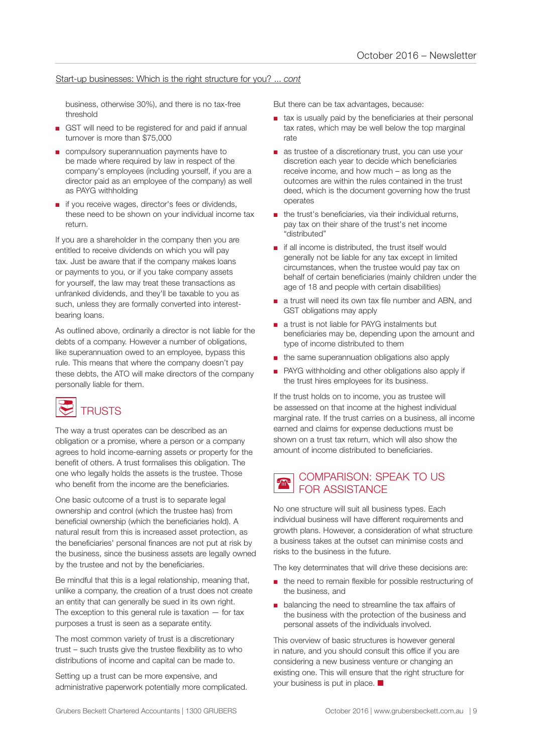Start-up businesses: Which is the right structure for you? ... *cont*

business, otherwise 30%), and there is no tax-free threshold

- GST will need to be registered for and paid if annual turnover is more than $75,000
- compulsory superannuation payments have to be made where required by law in respect of the company's employees (including yourself, if you are a director paid as an employee of the company) as well as PAYG withholding
- if you receive wages, director's fees or dividends, these need to be shown on your individual income tax return.

If you are a shareholder in the company then you are entitled to receive dividends on which you will pay tax. Just be aware that if the company makes loans or payments to you, or if you take company assets for yourself, the law may treat these transactions as unfranked dividends, and they'll be taxable to you as such, unless they are formally converted into interest-bearing loans.

As outlined above, ordinarily a director is not liable for the debts of a company. However a number of obligations, like superannuation owed to an employee, bypass this rule. This means that where the company doesn't pay these debts, the ATO will make directors of the company personally liable for them.

## TRUSTS

The way a trust operates can be described as an obligation or a promise, where a person or a company agrees to hold income-earning assets or property for the benefit of others. A trust formalises this obligation. The one who legally holds the assets is the trustee. Those who benefit from the income are the beneficiaries.

One basic outcome of a trust is to separate legal ownership and control (which the trustee has) from beneficial ownership (which the beneficiaries hold). A natural result from this is increased asset protection, as the beneficiaries' personal finances are not put at risk by the business, since the business assets are legally owned by the trustee and not by the beneficiaries.

Be mindful that this is a legal relationship, meaning that, unlike a company, the creation of a trust does not create an entity that can generally be sued in its own right. The exception to this general rule is taxation — for tax purposes a trust is seen as a separate entity.

The most common variety of trust is a discretionary trust – such trusts give the trustee flexibility as to who distributions of income and capital can be made to.

Setting up a trust can be more expensive, and administrative paperwork potentially more complicated.

But there can be tax advantages, because:

- tax is usually paid by the beneficiaries at their personal tax rates, which may be well below the top marginal rate
- as trustee of a discretionary trust, you can use your discretion each year to decide which beneficiaries receive income, and how much – as long as the outcomes are within the rules contained in the trust deed, which is the document governing how the trust operates
- the trust's beneficiaries, via their individual returns, pay tax on their share of the trust's net income "distributed"
- if all income is distributed, the trust itself would generally not be liable for any tax except in limited circumstances, when the trustee would pay tax on behalf of certain beneficiaries (mainly children under the age of 18 and people with certain disabilities)
- a trust will need its own tax file number and ABN, and GST obligations may apply
- a trust is not liable for PAYG instalments but beneficiaries may be, depending upon the amount and type of income distributed to them
- the same superannuation obligations also apply
- PAYG withholding and other obligations also apply if the trust hires employees for its business.

If the trust holds on to income, you as trustee will be assessed on that income at the highest individual marginal rate. If the trust carries on a business, all income earned and claims for expense deductions must be shown on a trust tax return, which will also show the amount of income distributed to beneficiaries.

## COMPARISON: SPEAK TO US FOR ASSISTANCE

No one structure will suit all business types. Each individual business will have different requirements and growth plans. However, a consideration of what structure a business takes at the outset can minimise costs and risks to the business in the future.

The key determinates that will drive these decisions are:

- the need to remain flexible for possible restructuring of the business, and
- balancing the need to streamline the tax affairs of the business with the protection of the business and personal assets of the individuals involved.

This overview of basic structures is however general in nature, and you should consult this office if you are considering a new business venture or changing an existing one. This will ensure that the right structure for your business is put in place.